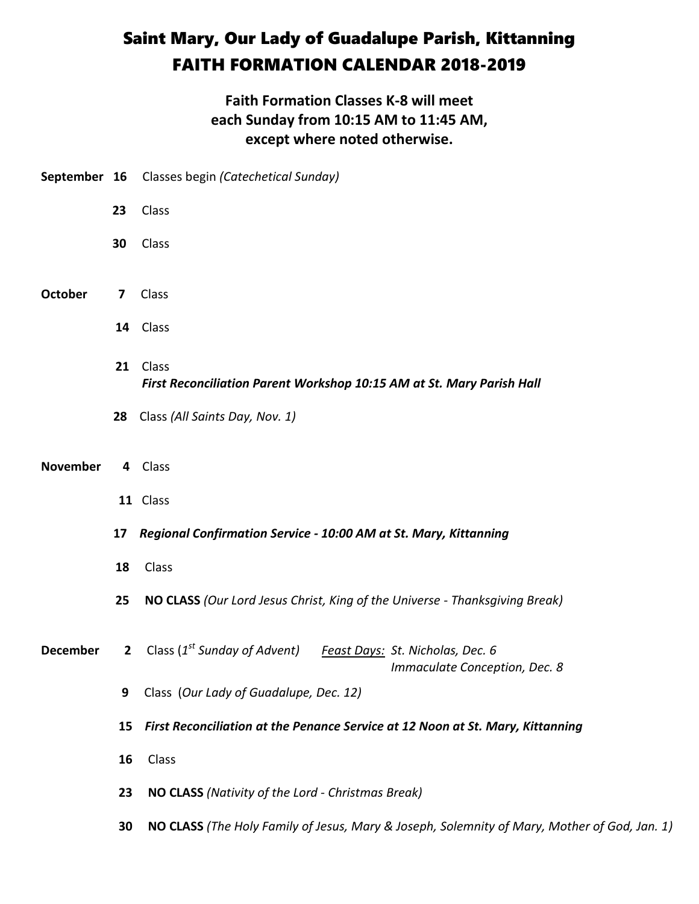# Saint Mary, Our Lady of Guadalupe Parish, Kittanning
# FAITH FORMATION CALENDAR 2018-2019

**Faith Formation Classes K-8 will meet each Sunday from 10:15 AM to 11:45 AM, except where noted otherwise.**

**September 16** Classes begin *(Catechetical Sunday)*

**23** Class

**30** Class

**October 7** Class

**14** Class

**21** Class
***First Reconciliation Parent Workshop 10:15 AM at St. Mary Parish Hall***

**28** Class *(All Saints Day, Nov. 1)*

**November 4** Class

**11** Class

**17** ***Regional Confirmation Service - 10:00 AM at St. Mary, Kittanning***

**18** Class

**25** **NO CLASS** *(Our Lord Jesus Christ, King of the Universe - Thanksgiving Break)*

**December 2** Class (*1st Sunday of Advent*) *Feast Days: St. Nicholas, Dec. 6; Immaculate Conception, Dec. 8*

**9** Class (*Our Lady of Guadalupe, Dec. 12*)

**15** ***First Reconciliation at the Penance Service at 12 Noon at St. Mary, Kittanning***

**16** Class

**23** **NO CLASS** *(Nativity of the Lord - Christmas Break)*

**30** **NO CLASS** *(The Holy Family of Jesus, Mary & Joseph, Solemnity of Mary, Mother of God, Jan. 1)*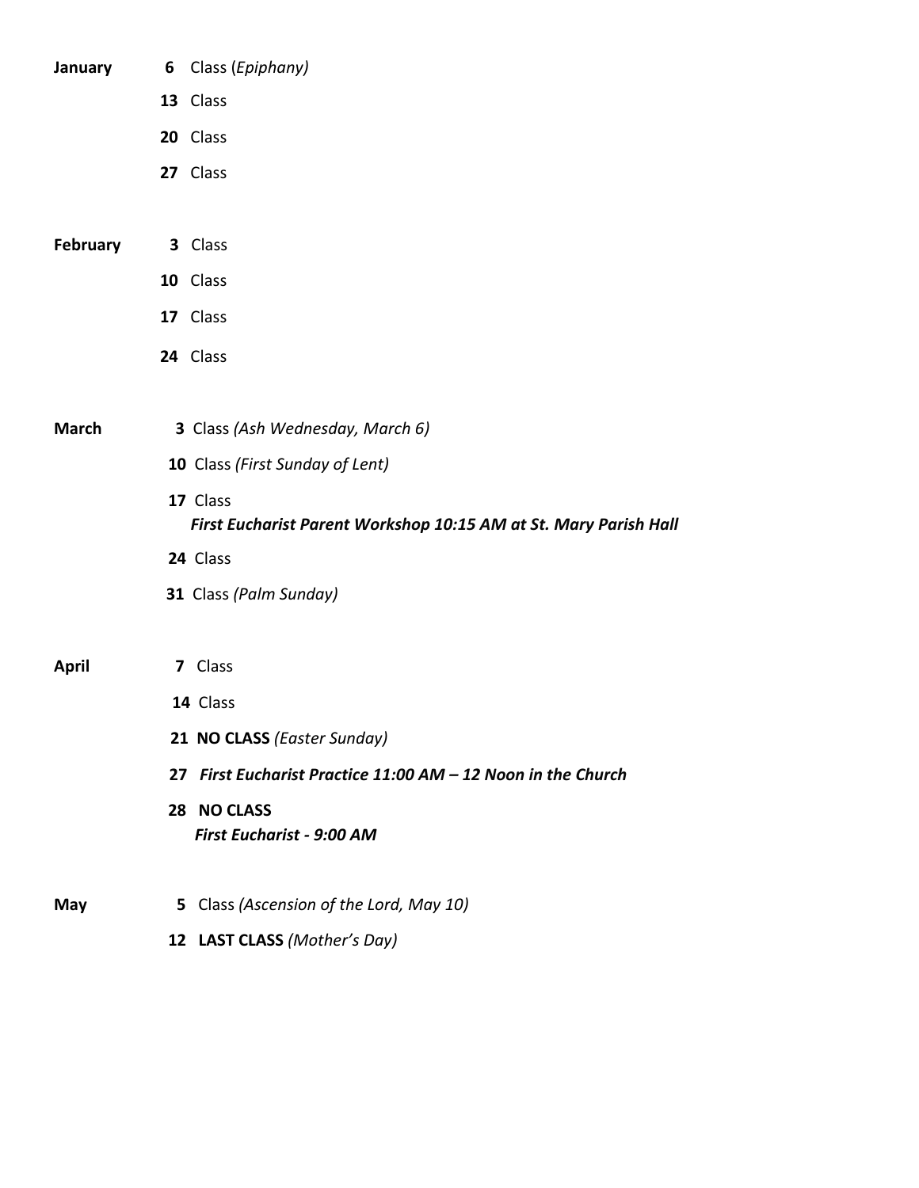**January** **6** Class (*Epiphany)*

**13** Class

**20** Class

**27** Class

**February** **3** Class

**10** Class

**17** Class

**24** Class

**March** **3** Class *(Ash Wednesday, March 6)*

**10** Class *(First Sunday of Lent)*

**17** Class
***First Eucharist Parent Workshop 10:15 AM at St. Mary Parish Hall***

**24** Class

**31** Class *(Palm Sunday)*

**April** **7** Class

**14** Class

**21** **NO CLASS** *(Easter Sunday)*

**27** ***First Eucharist Practice 11:00 AM – 12 Noon in the Church***

**28** **NO CLASS**
***First Eucharist - 9:00 AM***

**May** **5** Class *(Ascension of the Lord, May 10)*

**12** **LAST CLASS** *(Mother's Day)*